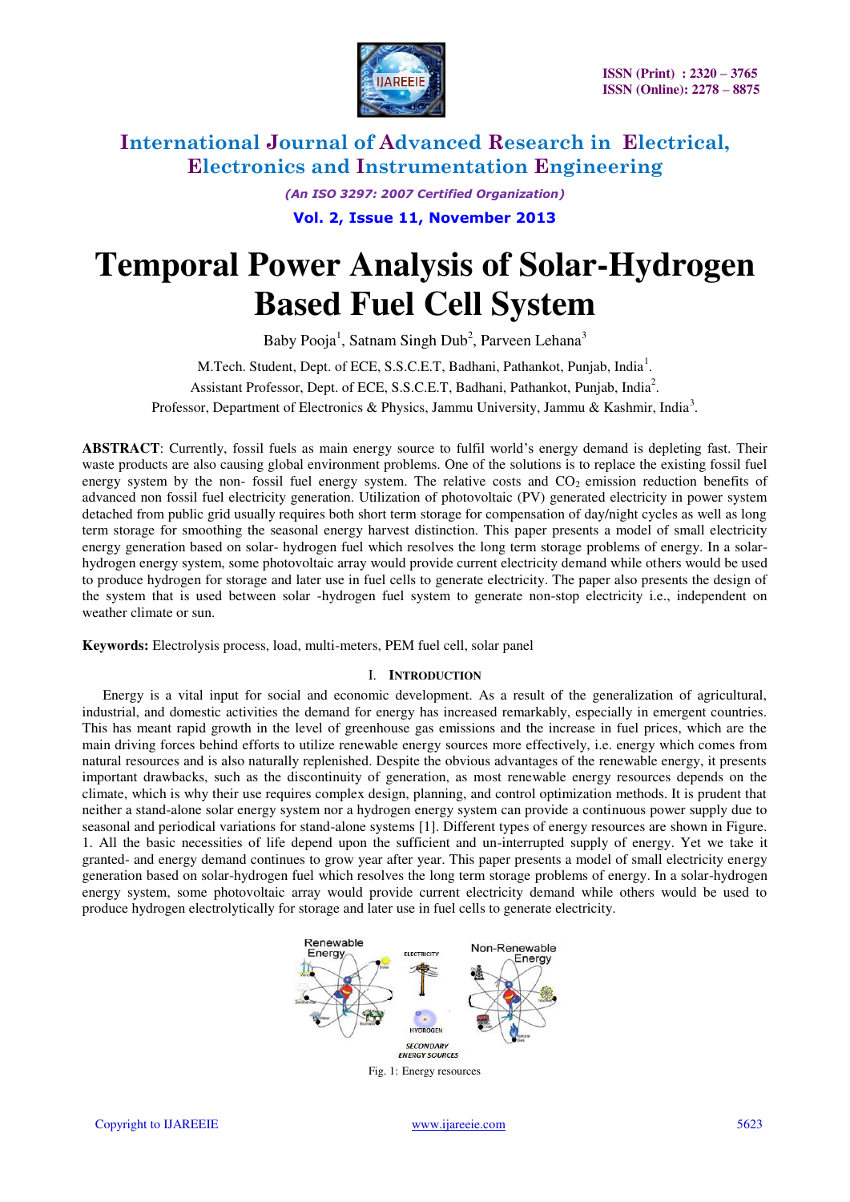# International Journal of Advanced Research in Electrical, Electronics and Instrumentation Engineering

*(An ISO 3297: 2007 Certified Organization)*

**Vol. 2, Issue 11, November 2013**

# Temporal Power Analysis of Solar-Hydrogen Based Fuel Cell System

Baby Pooja[1], Satnam Singh Dub[2], Parveen Lehana[3]

M.Tech. Student, Dept. of ECE, S.S.C.E.T, Badhani, Pathankot, Punjab, India[1].

Assistant Professor, Dept. of ECE, S.S.C.E.T, Badhani, Pathankot, Punjab, India[2].

Professor, Department of Electronics & Physics, Jammu University, Jammu & Kashmir, India[3].

**ABSTRACT**: Currently, fossil fuels as main energy source to fulfil world's energy demand is depleting fast. Their waste products are also causing global environment problems. One of the solutions is to replace the existing fossil fuel energy system by the non- fossil fuel energy system. The relative costs and $CO_2$ emission reduction benefits of advanced non fossil fuel electricity generation. Utilization of photovoltaic (PV) generated electricity in power system detached from public grid usually requires both short term storage for compensation of day/night cycles as well as long term storage for smoothing the seasonal energy harvest distinction. This paper presents a model of small electricity energy generation based on solar- hydrogen fuel which resolves the long term storage problems of energy. In a solar-hydrogen energy system, some photovoltaic array would provide current electricity demand while others would be used to produce hydrogen for storage and later use in fuel cells to generate electricity. The paper also presents the design of the system that is used between solar -hydrogen fuel system to generate non-stop electricity i.e., independent on weather climate or sun.

**Keywords:** Electrolysis process, load, multi-meters, PEM fuel cell, solar panel

## I. Introduction

Energy is a vital input for social and economic development. As a result of the generalization of agricultural, industrial, and domestic activities the demand for energy has increased remarkably, especially in emergent countries. This has meant rapid growth in the level of greenhouse gas emissions and the increase in fuel prices, which are the main driving forces behind efforts to utilize renewable energy sources more effectively, i.e. energy which comes from natural resources and is also naturally replenished. Despite the obvious advantages of the renewable energy, it presents important drawbacks, such as the discontinuity of generation, as most renewable energy resources depends on the climate, which is why their use requires complex design, planning, and control optimization methods. It is prudent that neither a stand-alone solar energy system nor a hydrogen energy system can provide a continuous power supply due to seasonal and periodical variations for stand-alone systems [1]. Different types of energy resources are shown in Figure. 1. All the basic necessities of life depend upon the sufficient and un-interrupted supply of energy. Yet we take it granted- and energy demand continues to grow year after year. This paper presents a model of small electricity energy generation based on solar-hydrogen fuel which resolves the long term storage problems of energy. In a solar-hydrogen energy system, some photovoltaic array would provide current electricity demand while others would be used to produce hydrogen electrolytically for storage and later use in fuel cells to generate electricity.

Fig. 1: Energy resources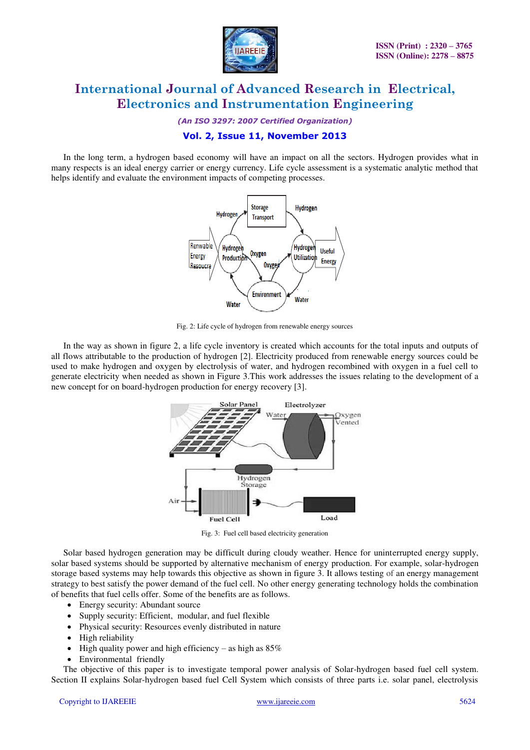In the long term, a hydrogen based economy will have an impact on all the sectors. Hydrogen provides what in many respects is an ideal energy carrier or energy currency. Life cycle assessment is a systematic analytic method that helps identify and evaluate the environment impacts of competing processes.

Fig. 2: Life cycle of hydrogen from renewable energy sources

In the way as shown in figure 2, a life cycle inventory is created which accounts for the total inputs and outputs of all flows attributable to the production of hydrogen [2]. Electricity produced from renewable energy sources could be used to make hydrogen and oxygen by electrolysis of water, and hydrogen recombined with oxygen in a fuel cell to generate electricity when needed as shown in Figure 3.This work addresses the issues relating to the development of a new concept for on board-hydrogen production for energy recovery [3].

Fig. 3: Fuel cell based electricity generation

Solar based hydrogen generation may be difficult during cloudy weather. Hence for uninterrupted energy supply, solar based systems should be supported by alternative mechanism of energy production. For example, solar-hydrogen storage based systems may help towards this objective as shown in figure 3. It allows testing of an energy management strategy to best satisfy the power demand of the fuel cell. No other energy generating technology holds the combination of benefits that fuel cells offer. Some of the benefits are as follows.

- Energy security: Abundant source
- Supply security: Efficient, modular, and fuel flexible
- Physical security: Resources evenly distributed in nature
- High reliability
- High quality power and high efficiency – as high as 85%
- Environmental friendly

The objective of this paper is to investigate temporal power analysis of Solar-hydrogen based fuel cell system. Section II explains Solar-hydrogen based fuel Cell System which consists of three parts i.e. solar panel, electrolysis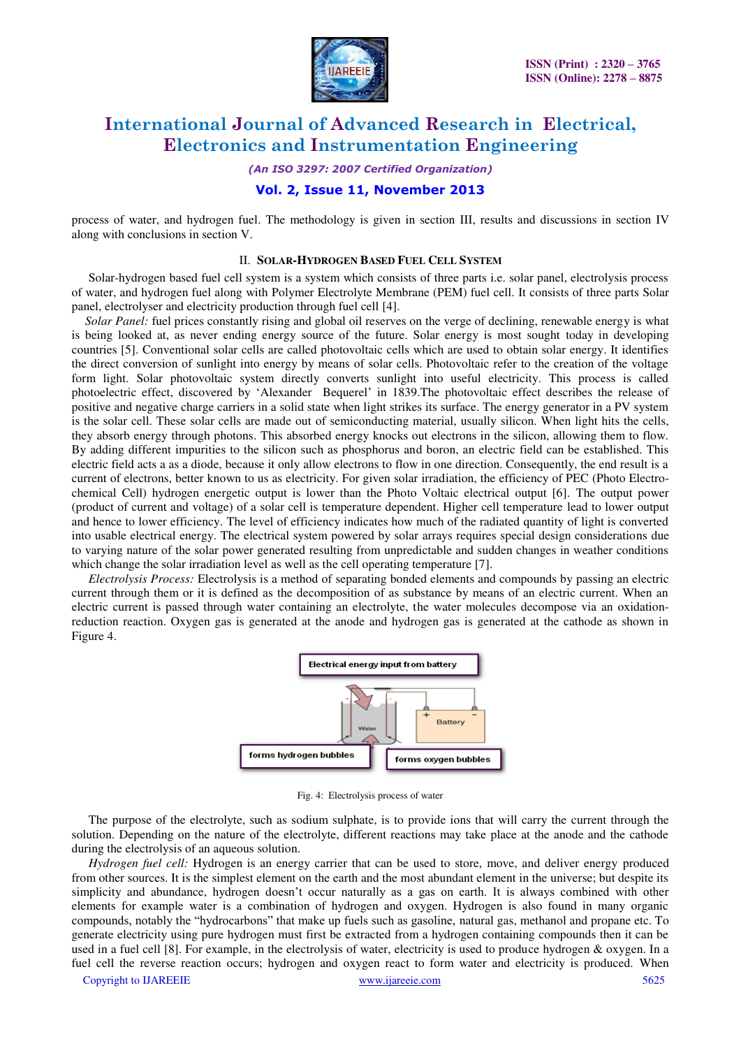process of water, and hydrogen fuel. The methodology is given in section III, results and discussions in section IV along with conclusions in section V.

## II. Solar-Hydrogen Based Fuel Cell System

Solar-hydrogen based fuel cell system is a system which consists of three parts i.e. solar panel, electrolysis process of water, and hydrogen fuel along with Polymer Electrolyte Membrane (PEM) fuel cell. It consists of three parts Solar panel, electrolyser and electricity production through fuel cell [4].

*Solar Panel:* fuel prices constantly rising and global oil reserves on the verge of declining, renewable energy is what is being looked at, as never ending energy source of the future. Solar energy is most sought today in developing countries [5]. Conventional solar cells are called photovoltaic cells which are used to obtain solar energy. It identifies the direct conversion of sunlight into energy by means of solar cells. Photovoltaic refer to the creation of the voltage form light. Solar photovoltaic system directly converts sunlight into useful electricity. This process is called photoelectric effect, discovered by 'Alexander Bequerel' in 1839.The photovoltaic effect describes the release of positive and negative charge carriers in a solid state when light strikes its surface. The energy generator in a PV system is the solar cell. These solar cells are made out of semiconducting material, usually silicon. When light hits the cells, they absorb energy through photons. This absorbed energy knocks out electrons in the silicon, allowing them to flow. By adding different impurities to the silicon such as phosphorus and boron, an electric field can be established. This electric field acts a as a diode, because it only allow electrons to flow in one direction. Consequently, the end result is a current of electrons, better known to us as electricity. For given solar irradiation, the efficiency of PEC (Photo Electro-chemical Cell) hydrogen energetic output is lower than the Photo Voltaic electrical output [6]. The output power (product of current and voltage) of a solar cell is temperature dependent. Higher cell temperature lead to lower output and hence to lower efficiency. The level of efficiency indicates how much of the radiated quantity of light is converted into usable electrical energy. The electrical system powered by solar arrays requires special design considerations due to varying nature of the solar power generated resulting from unpredictable and sudden changes in weather conditions which change the solar irradiation level as well as the cell operating temperature [7].

*Electrolysis Process:* Electrolysis is a method of separating bonded elements and compounds by passing an electric current through them or it is defined as the decomposition of as substance by means of an electric current. When an electric current is passed through water containing an electrolyte, the water molecules decompose via an oxidation-reduction reaction. Oxygen gas is generated at the anode and hydrogen gas is generated at the cathode as shown in Figure 4.

Electrical energy input from battery

Water

Battery

forms hydrogen bubbles

forms oxygen bubbles

Fig. 4: Electrolysis process of water

The purpose of the electrolyte, such as sodium sulphate, is to provide ions that will carry the current through the solution. Depending on the nature of the electrolyte, different reactions may take place at the anode and the cathode during the electrolysis of an aqueous solution.

*Hydrogen fuel cell:* Hydrogen is an energy carrier that can be used to store, move, and deliver energy produced from other sources. It is the simplest element on the earth and the most abundant element in the universe; but despite its simplicity and abundance, hydrogen doesn't occur naturally as a gas on earth. It is always combined with other elements for example water is a combination of hydrogen and oxygen. Hydrogen is also found in many organic compounds, notably the "hydrocarbons" that make up fuels such as gasoline, natural gas, methanol and propane etc. To generate electricity using pure hydrogen must first be extracted from a hydrogen containing compounds then it can be used in a fuel cell [8]. For example, in the electrolysis of water, electricity is used to produce hydrogen & oxygen. In a fuel cell the reverse reaction occurs; hydrogen and oxygen react to form water and electricity is produced. When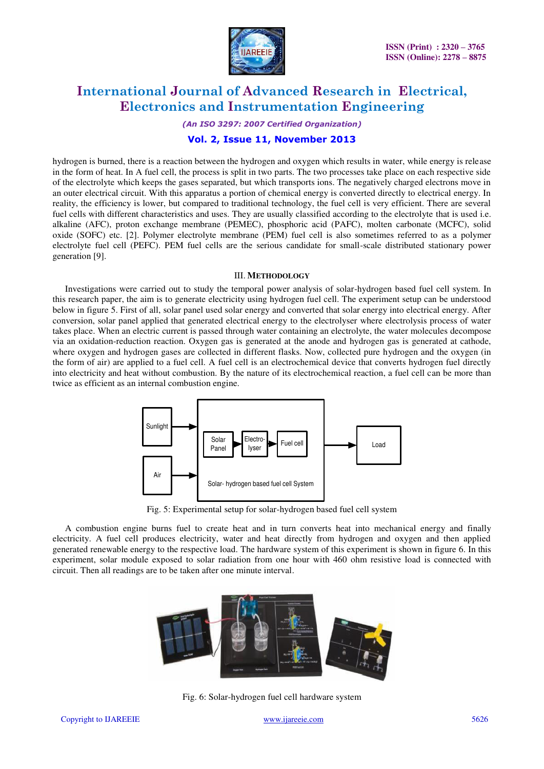hydrogen is burned, there is a reaction between the hydrogen and oxygen which results in water, while energy is release in the form of heat. In A fuel cell, the process is split in two parts. The two processes take place on each respective side of the electrolyte which keeps the gases separated, but which transports ions. The negatively charged electrons move in an outer electrical circuit. With this apparatus a portion of chemical energy is converted directly to electrical energy. In reality, the efficiency is lower, but compared to traditional technology, the fuel cell is very efficient. There are several fuel cells with different characteristics and uses. They are usually classified according to the electrolyte that is used i.e. alkaline (AFC), proton exchange membrane (PEMEC), phosphoric acid (PAFC), molten carbonate (MCFC), solid oxide (SOFC) etc. [2]. Polymer electrolyte membrane (PEM) fuel cell is also sometimes referred to as a polymer electrolyte fuel cell (PEFC). PEM fuel cells are the serious candidate for small-scale distributed stationary power generation [9].

## III. METHODOLOGY

Investigations were carried out to study the temporal power analysis of solar-hydrogen based fuel cell system. In this research paper, the aim is to generate electricity using hydrogen fuel cell. The experiment setup can be understood below in figure 5. First of all, solar panel used solar energy and converted that solar energy into electrical energy. After conversion, solar panel applied that generated electrical energy to the electrolyser where electrolysis process of water takes place. When an electric current is passed through water containing an electrolyte, the water molecules decompose via an oxidation-reduction reaction. Oxygen gas is generated at the anode and hydrogen gas is generated at cathode, where oxygen and hydrogen gases are collected in different flasks. Now, collected pure hydrogen and the oxygen (in the form of air) are applied to a fuel cell. A fuel cell is an electrochemical device that converts hydrogen fuel directly into electricity and heat without combustion. By the nature of its electrochemical reaction, a fuel cell can be more than twice as efficient as an internal combustion engine.

Fig. 5: Experimental setup for solar-hydrogen based fuel cell system

A combustion engine burns fuel to create heat and in turn converts heat into mechanical energy and finally electricity. A fuel cell produces electricity, water and heat directly from hydrogen and oxygen and then applied generated renewable energy to the respective load. The hardware system of this experiment is shown in figure 6. In this experiment, solar module exposed to solar radiation from one hour with 460 ohm resistive load is connected with circuit. Then all readings are to be taken after one minute interval.

Fig. 6: Solar-hydrogen fuel cell hardware system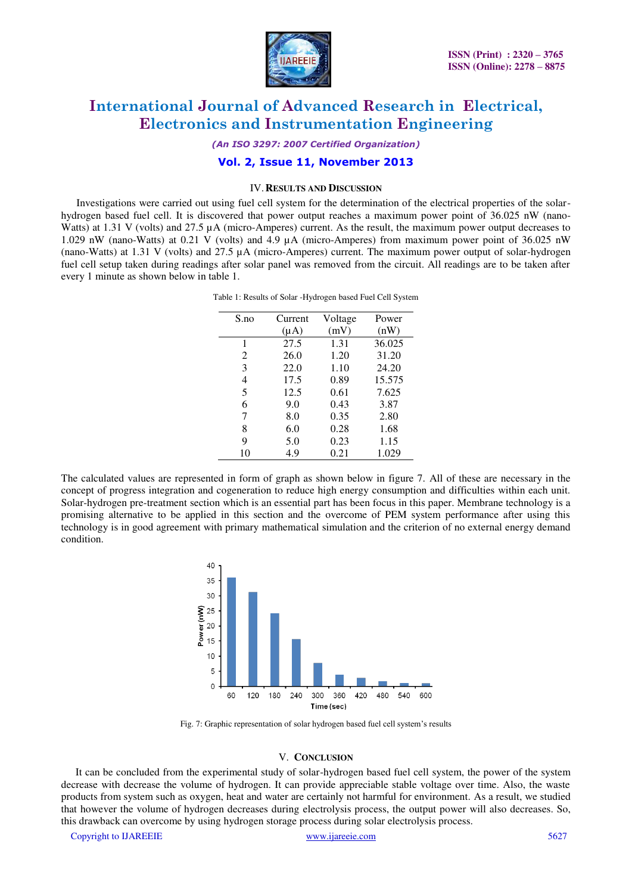## IV. RESULTS AND DISCUSSION

Investigations were carried out using fuel cell system for the determination of the electrical properties of the solar-hydrogen based fuel cell. It is discovered that power output reaches a maximum power point of 36.025 nW (nano-Watts) at 1.31 V (volts) and 27.5 μA (micro-Amperes) current. As the result, the maximum power output decreases to 1.029 nW (nano-Watts) at 0.21 V (volts) and 4.9 μA (micro-Amperes) from maximum power point of 36.025 nW (nano-Watts) at 1.31 V (volts) and 27.5 μA (micro-Amperes) current. The maximum power output of solar-hydrogen fuel cell setup taken during readings after solar panel was removed from the circuit. All readings are to be taken after every 1 minute as shown below in table 1.

Table 1: Results of Solar -Hydrogen based Fuel Cell System

| S.no | Current (μA) | Voltage (mV) | Power (nW) |
|---|---|---|---|
| 1 | 27.5 | 1.31 | 36.025 |
| 2 | 26.0 | 1.20 | 31.20 |
| 3 | 22.0 | 1.10 | 24.20 |
| 4 | 17.5 | 0.89 | 15.575 |
| 5 | 12.5 | 0.61 | 7.625 |
| 6 | 9.0 | 0.43 | 3.87 |
| 7 | 8.0 | 0.35 | 2.80 |
| 8 | 6.0 | 0.28 | 1.68 |
| 9 | 5.0 | 0.23 | 1.15 |
| 10 | 4.9 | 0.21 | 1.029 |

The calculated values are represented in form of graph as shown below in figure 7. All of these are necessary in the concept of progress integration and cogeneration to reduce high energy consumption and difficulties within each unit. Solar-hydrogen pre-treatment section which is an essential part has been focus in this paper. Membrane technology is a promising alternative to be applied in this section and the overcome of PEM system performance after using this technology is in good agreement with primary mathematical simulation and the criterion of no external energy demand condition.

Fig. 7: Graphic representation of solar hydrogen based fuel cell system's results

## V. CONCLUSION

It can be concluded from the experimental study of solar-hydrogen based fuel cell system, the power of the system decrease with decrease the volume of hydrogen. It can provide appreciable stable voltage over time. Also, the waste products from system such as oxygen, heat and water are certainly not harmful for environment. As a result, we studied that however the volume of hydrogen decreases during electrolysis process, the output power will also decreases. So, this drawback can overcome by using hydrogen storage process during solar electrolysis process.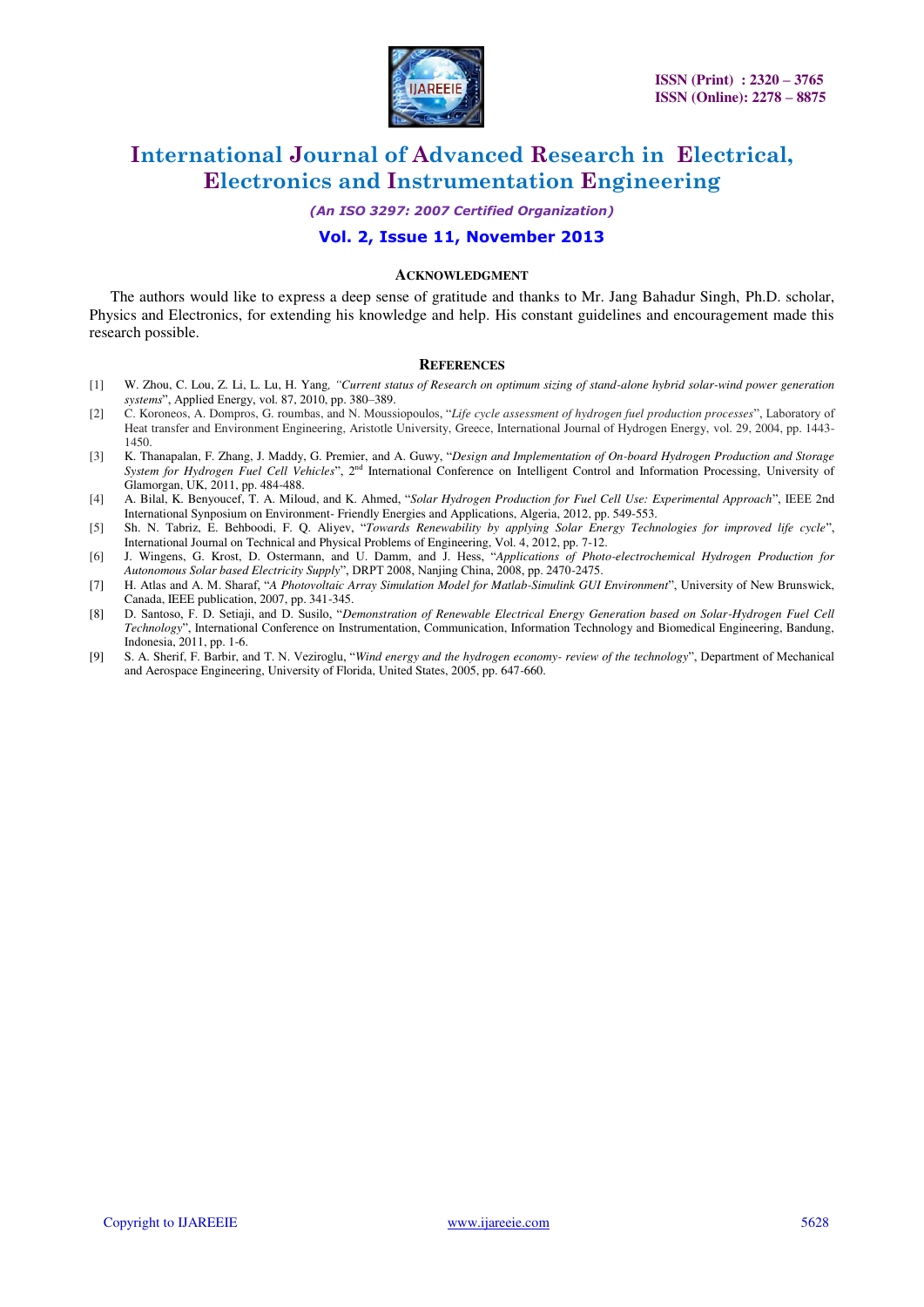## ACKNOWLEDGMENT

The authors would like to express a deep sense of gratitude and thanks to Mr. Jang Bahadur Singh, Ph.D. scholar, Physics and Electronics, for extending his knowledge and help. His constant guidelines and encouragement made this research possible.

## REFERENCES

[1] W. Zhou, C. Lou, Z. Li, L. Lu, H. Yang, *"Current status of Research on optimum sizing of stand-alone hybrid solar-wind power generation systems*", Applied Energy, vol. 87, 2010, pp. 380–389.

[2] C. Koroneos, A. Dompros, G. roumbas, and N. Moussiopoulos, "*Life cycle assessment of hydrogen fuel production processes*", Laboratory of Heat transfer and Environment Engineering, Aristotle University, Greece, International Journal of Hydrogen Energy, vol. 29, 2004, pp. 1443-1450.

[3] K. Thanapalan, F. Zhang, J. Maddy, G. Premier, and A. Guwy, "*Design and Implementation of On-board Hydrogen Production and Storage System for Hydrogen Fuel Cell Vehicles*", 2nd International Conference on Intelligent Control and Information Processing, University of Glamorgan, UK, 2011, pp. 484-488.

[4] A. Bilal, K. Benyoucef, T. A. Miloud, and K. Ahmed, "*Solar Hydrogen Production for Fuel Cell Use: Experimental Approach*", IEEE 2nd International Synposium on Environment- Friendly Energies and Applications, Algeria, 2012, pp. 549-553.

[5] Sh. N. Tabriz, E. Behboodi, F. Q. Aliyev, "*Towards Renewability by applying Solar Energy Technologies for improved life cycle*", International Journal on Technical and Physical Problems of Engineering, Vol. 4, 2012, pp. 7-12.

[6] J. Wingens, G. Krost, D. Ostermann, and U. Damm, and J. Hess, "*Applications of Photo-electrochemical Hydrogen Production for Autonomous Solar based Electricity Supply*", DRPT 2008, Nanjing China, 2008, pp. 2470-2475.

[7] H. Atlas and A. M. Sharaf, "*A Photovoltaic Array Simulation Model for Matlab-Simulink GUI Environment*", University of New Brunswick, Canada, IEEE publication, 2007, pp. 341-345.

[8] D. Santoso, F. D. Setiaji, and D. Susilo, "*Demonstration of Renewable Electrical Energy Generation based on Solar-Hydrogen Fuel Cell Technology*", International Conference on Instrumentation, Communication, Information Technology and Biomedical Engineering, Bandung, Indonesia, 2011, pp. 1-6.

[9] S. A. Sherif, F. Barbir, and T. N. Veziroglu, "*Wind energy and the hydrogen economy- review of the technology*", Department of Mechanical and Aerospace Engineering, University of Florida, United States, 2005, pp. 647-660.